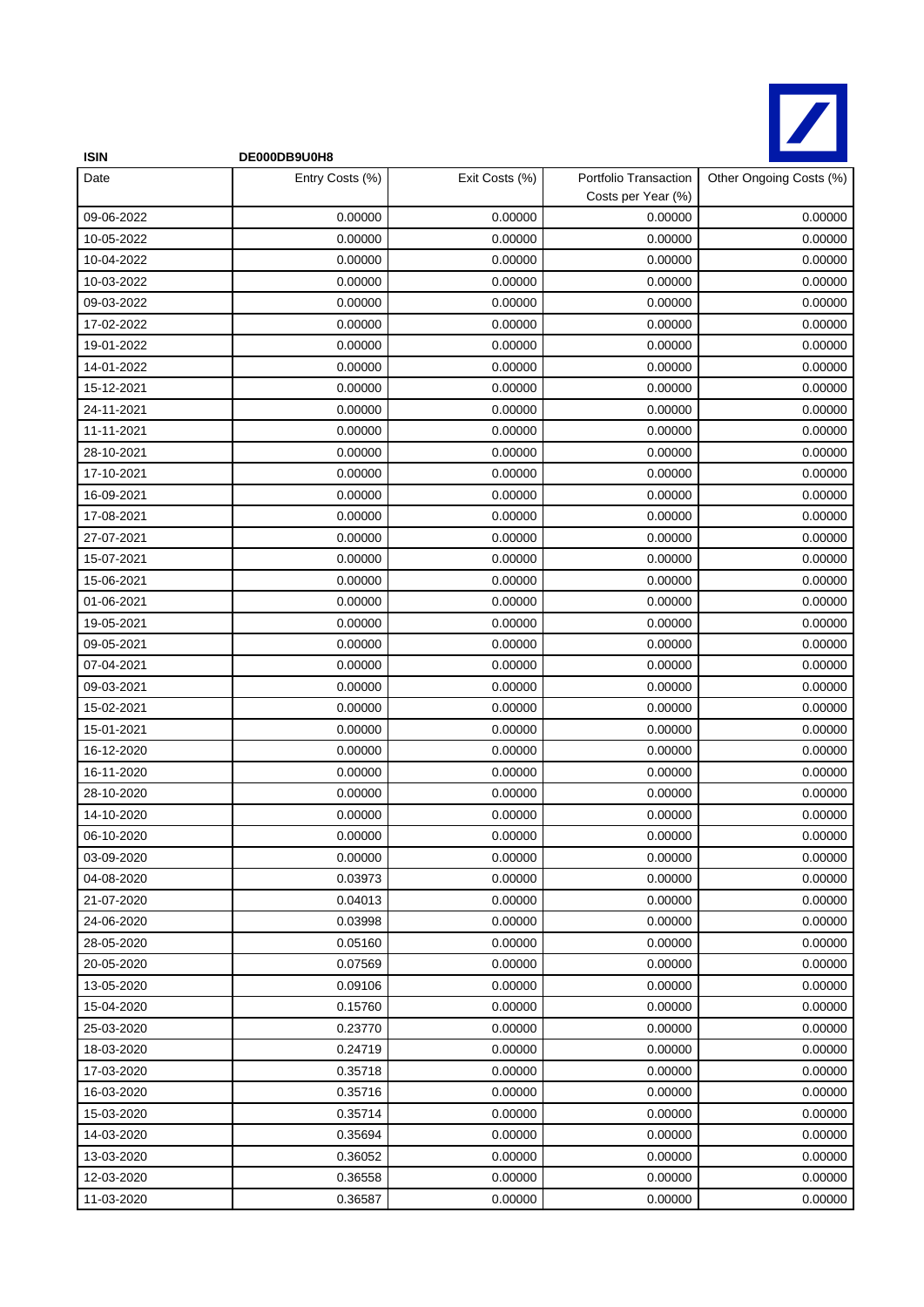**ISIN** **DE000DB9U0H8**

| Date | Entry Costs (%) | Exit Costs (%) | Portfolio Transaction Costs per Year (%) | Other Ongoing Costs (%) |
|---|---|---|---|---|
| 09-06-2022 | 0.00000 | 0.00000 | 0.00000 | 0.00000 |
| 10-05-2022 | 0.00000 | 0.00000 | 0.00000 | 0.00000 |
| 10-04-2022 | 0.00000 | 0.00000 | 0.00000 | 0.00000 |
| 10-03-2022 | 0.00000 | 0.00000 | 0.00000 | 0.00000 |
| 09-03-2022 | 0.00000 | 0.00000 | 0.00000 | 0.00000 |
| 17-02-2022 | 0.00000 | 0.00000 | 0.00000 | 0.00000 |
| 19-01-2022 | 0.00000 | 0.00000 | 0.00000 | 0.00000 |
| 14-01-2022 | 0.00000 | 0.00000 | 0.00000 | 0.00000 |
| 15-12-2021 | 0.00000 | 0.00000 | 0.00000 | 0.00000 |
| 24-11-2021 | 0.00000 | 0.00000 | 0.00000 | 0.00000 |
| 11-11-2021 | 0.00000 | 0.00000 | 0.00000 | 0.00000 |
| 28-10-2021 | 0.00000 | 0.00000 | 0.00000 | 0.00000 |
| 17-10-2021 | 0.00000 | 0.00000 | 0.00000 | 0.00000 |
| 16-09-2021 | 0.00000 | 0.00000 | 0.00000 | 0.00000 |
| 17-08-2021 | 0.00000 | 0.00000 | 0.00000 | 0.00000 |
| 27-07-2021 | 0.00000 | 0.00000 | 0.00000 | 0.00000 |
| 15-07-2021 | 0.00000 | 0.00000 | 0.00000 | 0.00000 |
| 15-06-2021 | 0.00000 | 0.00000 | 0.00000 | 0.00000 |
| 01-06-2021 | 0.00000 | 0.00000 | 0.00000 | 0.00000 |
| 19-05-2021 | 0.00000 | 0.00000 | 0.00000 | 0.00000 |
| 09-05-2021 | 0.00000 | 0.00000 | 0.00000 | 0.00000 |
| 07-04-2021 | 0.00000 | 0.00000 | 0.00000 | 0.00000 |
| 09-03-2021 | 0.00000 | 0.00000 | 0.00000 | 0.00000 |
| 15-02-2021 | 0.00000 | 0.00000 | 0.00000 | 0.00000 |
| 15-01-2021 | 0.00000 | 0.00000 | 0.00000 | 0.00000 |
| 16-12-2020 | 0.00000 | 0.00000 | 0.00000 | 0.00000 |
| 16-11-2020 | 0.00000 | 0.00000 | 0.00000 | 0.00000 |
| 28-10-2020 | 0.00000 | 0.00000 | 0.00000 | 0.00000 |
| 14-10-2020 | 0.00000 | 0.00000 | 0.00000 | 0.00000 |
| 06-10-2020 | 0.00000 | 0.00000 | 0.00000 | 0.00000 |
| 03-09-2020 | 0.00000 | 0.00000 | 0.00000 | 0.00000 |
| 04-08-2020 | 0.03973 | 0.00000 | 0.00000 | 0.00000 |
| 21-07-2020 | 0.04013 | 0.00000 | 0.00000 | 0.00000 |
| 24-06-2020 | 0.03998 | 0.00000 | 0.00000 | 0.00000 |
| 28-05-2020 | 0.05160 | 0.00000 | 0.00000 | 0.00000 |
| 20-05-2020 | 0.07569 | 0.00000 | 0.00000 | 0.00000 |
| 13-05-2020 | 0.09106 | 0.00000 | 0.00000 | 0.00000 |
| 15-04-2020 | 0.15760 | 0.00000 | 0.00000 | 0.00000 |
| 25-03-2020 | 0.23770 | 0.00000 | 0.00000 | 0.00000 |
| 18-03-2020 | 0.24719 | 0.00000 | 0.00000 | 0.00000 |
| 17-03-2020 | 0.35718 | 0.00000 | 0.00000 | 0.00000 |
| 16-03-2020 | 0.35716 | 0.00000 | 0.00000 | 0.00000 |
| 15-03-2020 | 0.35714 | 0.00000 | 0.00000 | 0.00000 |
| 14-03-2020 | 0.35694 | 0.00000 | 0.00000 | 0.00000 |
| 13-03-2020 | 0.36052 | 0.00000 | 0.00000 | 0.00000 |
| 12-03-2020 | 0.36558 | 0.00000 | 0.00000 | 0.00000 |
| 11-03-2020 | 0.36587 | 0.00000 | 0.00000 | 0.00000 |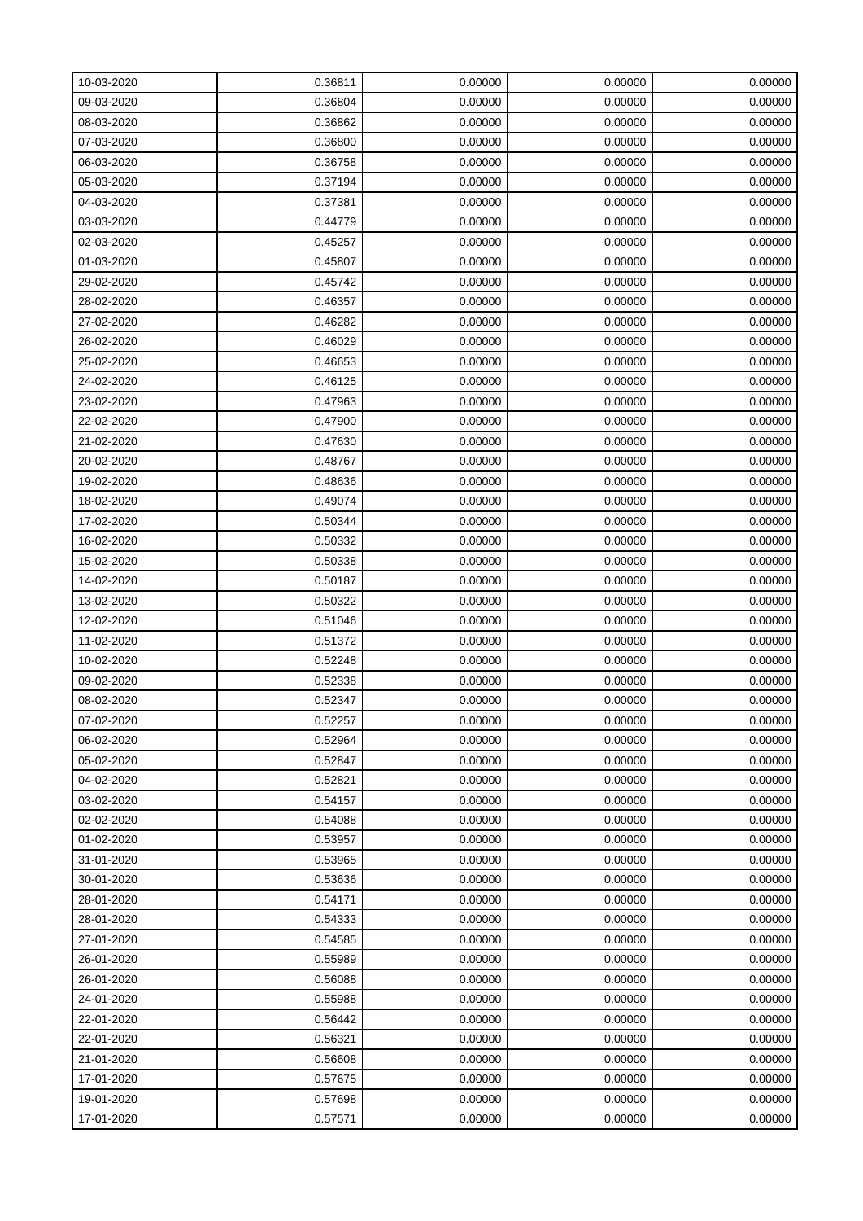| 10-03-2020 | 0.36811 | 0.00000 | 0.00000 | 0.00000 |
|---|---|---|---|---|
| 09-03-2020 | 0.36804 | 0.00000 | 0.00000 | 0.00000 |
| 08-03-2020 | 0.36862 | 0.00000 | 0.00000 | 0.00000 |
| 07-03-2020 | 0.36800 | 0.00000 | 0.00000 | 0.00000 |
| 06-03-2020 | 0.36758 | 0.00000 | 0.00000 | 0.00000 |
| 05-03-2020 | 0.37194 | 0.00000 | 0.00000 | 0.00000 |
| 04-03-2020 | 0.37381 | 0.00000 | 0.00000 | 0.00000 |
| 03-03-2020 | 0.44779 | 0.00000 | 0.00000 | 0.00000 |
| 02-03-2020 | 0.45257 | 0.00000 | 0.00000 | 0.00000 |
| 01-03-2020 | 0.45807 | 0.00000 | 0.00000 | 0.00000 |
| 29-02-2020 | 0.45742 | 0.00000 | 0.00000 | 0.00000 |
| 28-02-2020 | 0.46357 | 0.00000 | 0.00000 | 0.00000 |
| 27-02-2020 | 0.46282 | 0.00000 | 0.00000 | 0.00000 |
| 26-02-2020 | 0.46029 | 0.00000 | 0.00000 | 0.00000 |
| 25-02-2020 | 0.46653 | 0.00000 | 0.00000 | 0.00000 |
| 24-02-2020 | 0.46125 | 0.00000 | 0.00000 | 0.00000 |
| 23-02-2020 | 0.47963 | 0.00000 | 0.00000 | 0.00000 |
| 22-02-2020 | 0.47900 | 0.00000 | 0.00000 | 0.00000 |
| 21-02-2020 | 0.47630 | 0.00000 | 0.00000 | 0.00000 |
| 20-02-2020 | 0.48767 | 0.00000 | 0.00000 | 0.00000 |
| 19-02-2020 | 0.48636 | 0.00000 | 0.00000 | 0.00000 |
| 18-02-2020 | 0.49074 | 0.00000 | 0.00000 | 0.00000 |
| 17-02-2020 | 0.50344 | 0.00000 | 0.00000 | 0.00000 |
| 16-02-2020 | 0.50332 | 0.00000 | 0.00000 | 0.00000 |
| 15-02-2020 | 0.50338 | 0.00000 | 0.00000 | 0.00000 |
| 14-02-2020 | 0.50187 | 0.00000 | 0.00000 | 0.00000 |
| 13-02-2020 | 0.50322 | 0.00000 | 0.00000 | 0.00000 |
| 12-02-2020 | 0.51046 | 0.00000 | 0.00000 | 0.00000 |
| 11-02-2020 | 0.51372 | 0.00000 | 0.00000 | 0.00000 |
| 10-02-2020 | 0.52248 | 0.00000 | 0.00000 | 0.00000 |
| 09-02-2020 | 0.52338 | 0.00000 | 0.00000 | 0.00000 |
| 08-02-2020 | 0.52347 | 0.00000 | 0.00000 | 0.00000 |
| 07-02-2020 | 0.52257 | 0.00000 | 0.00000 | 0.00000 |
| 06-02-2020 | 0.52964 | 0.00000 | 0.00000 | 0.00000 |
| 05-02-2020 | 0.52847 | 0.00000 | 0.00000 | 0.00000 |
| 04-02-2020 | 0.52821 | 0.00000 | 0.00000 | 0.00000 |
| 03-02-2020 | 0.54157 | 0.00000 | 0.00000 | 0.00000 |
| 02-02-2020 | 0.54088 | 0.00000 | 0.00000 | 0.00000 |
| 01-02-2020 | 0.53957 | 0.00000 | 0.00000 | 0.00000 |
| 31-01-2020 | 0.53965 | 0.00000 | 0.00000 | 0.00000 |
| 30-01-2020 | 0.53636 | 0.00000 | 0.00000 | 0.00000 |
| 28-01-2020 | 0.54171 | 0.00000 | 0.00000 | 0.00000 |
| 28-01-2020 | 0.54333 | 0.00000 | 0.00000 | 0.00000 |
| 27-01-2020 | 0.54585 | 0.00000 | 0.00000 | 0.00000 |
| 26-01-2020 | 0.55989 | 0.00000 | 0.00000 | 0.00000 |
| 26-01-2020 | 0.56088 | 0.00000 | 0.00000 | 0.00000 |
| 24-01-2020 | 0.55988 | 0.00000 | 0.00000 | 0.00000 |
| 22-01-2020 | 0.56442 | 0.00000 | 0.00000 | 0.00000 |
| 22-01-2020 | 0.56321 | 0.00000 | 0.00000 | 0.00000 |
| 21-01-2020 | 0.56608 | 0.00000 | 0.00000 | 0.00000 |
| 17-01-2020 | 0.57675 | 0.00000 | 0.00000 | 0.00000 |
| 19-01-2020 | 0.57698 | 0.00000 | 0.00000 | 0.00000 |
| 17-01-2020 | 0.57571 | 0.00000 | 0.00000 | 0.00000 |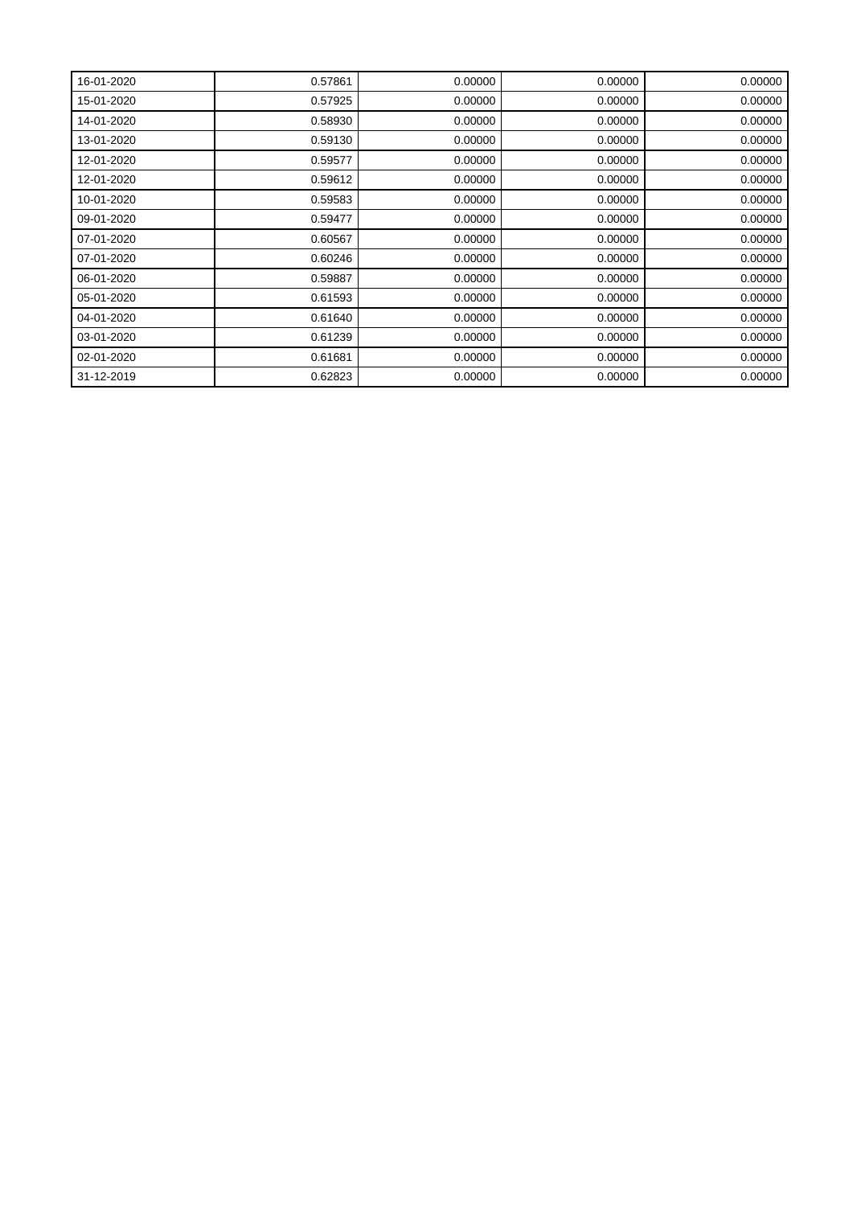| | | | | |
|---|---|---|---|---|
| 16-01-2020 | 0.57861 | 0.00000 | 0.00000 | 0.00000 |
| 15-01-2020 | 0.57925 | 0.00000 | 0.00000 | 0.00000 |
| 14-01-2020 | 0.58930 | 0.00000 | 0.00000 | 0.00000 |
| 13-01-2020 | 0.59130 | 0.00000 | 0.00000 | 0.00000 |
| 12-01-2020 | 0.59577 | 0.00000 | 0.00000 | 0.00000 |
| 12-01-2020 | 0.59612 | 0.00000 | 0.00000 | 0.00000 |
| 10-01-2020 | 0.59583 | 0.00000 | 0.00000 | 0.00000 |
| 09-01-2020 | 0.59477 | 0.00000 | 0.00000 | 0.00000 |
| 07-01-2020 | 0.60567 | 0.00000 | 0.00000 | 0.00000 |
| 07-01-2020 | 0.60246 | 0.00000 | 0.00000 | 0.00000 |
| 06-01-2020 | 0.59887 | 0.00000 | 0.00000 | 0.00000 |
| 05-01-2020 | 0.61593 | 0.00000 | 0.00000 | 0.00000 |
| 04-01-2020 | 0.61640 | 0.00000 | 0.00000 | 0.00000 |
| 03-01-2020 | 0.61239 | 0.00000 | 0.00000 | 0.00000 |
| 02-01-2020 | 0.61681 | 0.00000 | 0.00000 | 0.00000 |
| 31-12-2019 | 0.62823 | 0.00000 | 0.00000 | 0.00000 |